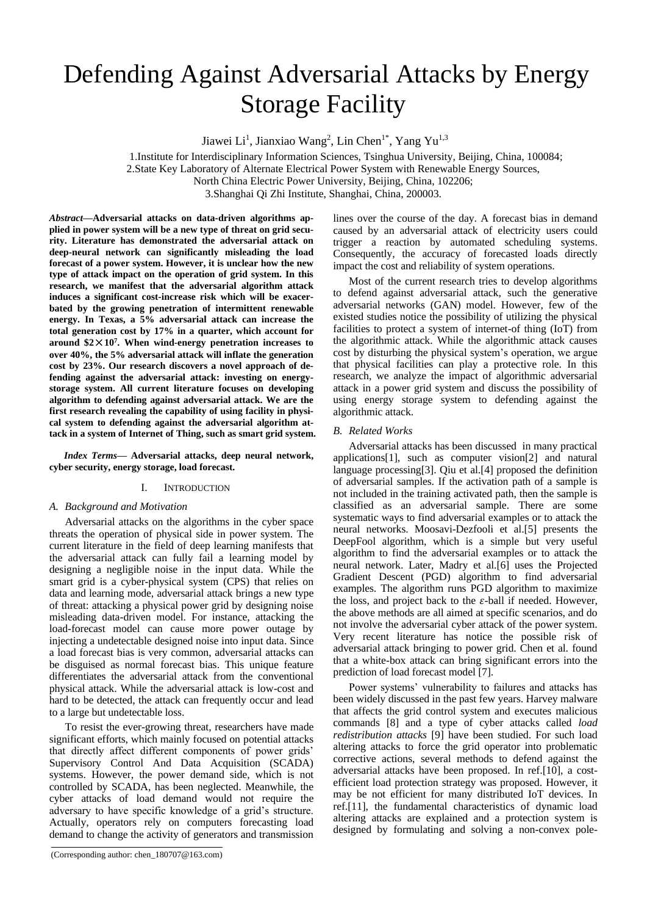# Defending Against Adversarial Attacks by Energy Storage Facility

Jiawei Li[1], Jianxiao Wang[2], Lin Chen[1*], Yang Yu[1,3]

1.Institute for Interdisciplinary Information Sciences, Tsinghua University, Beijing, China, 100084;
2.State Key Laboratory of Alternate Electrical Power System with Renewable Energy Sources, North China Electric Power University, Beijing, China, 102206;
3.Shanghai Qi Zhi Institute, Shanghai, China, 200003.

***Abstract*—Adversarial attacks on data-driven algorithms applied in power system will be a new type of threat on grid security. Literature has demonstrated the adversarial attack on deep-neural network can significantly misleading the load forecast of a power system. However, it is unclear how the new type of attack impact on the operation of grid system. In this research, we manifest that the adversarial algorithm attack induces a significant cost-increase risk which will be exacerbated by the growing penetration of intermittent renewable energy. In Texas, a 5% adversarial attack can increase the total generation cost by 17% in a quarter, which account for around $\$2\times10^7$. When wind-energy penetration increases to over 40%, the 5% adversarial attack will inflate the generation cost by 23%. Our research discovers a novel approach of defending against the adversarial attack: investing on energy-storage system. All current literature focuses on developing algorithm to defending against adversarial attack. We are the first research revealing the capability of using facility in physical system to defending against the adversarial algorithm attack in a system of Internet of Thing, such as smart grid system.**

***Index Terms*— Adversarial attacks, deep neural network, cyber security, energy storage, load forecast.**

## I. Introduction

### A. Background and Motivation

Adversarial attacks on the algorithms in the cyber space threats the operation of physical side in power system. The current literature in the field of deep learning manifests that the adversarial attack can fully fail a learning model by designing a negligible noise in the input data. While the smart grid is a cyber-physical system (CPS) that relies on data and learning mode, adversarial attack brings a new type of threat: attacking a physical power grid by designing noise misleading data-driven model. For instance, attacking the load-forecast model can cause more power outage by injecting a undetectable designed noise into input data. Since a load forecast bias is very common, adversarial attacks can be disguised as normal forecast bias. This unique feature differentiates the adversarial attack from the conventional physical attack. While the adversarial attack is low-cost and hard to be detected, the attack can frequently occur and lead to a large but undetectable loss.

To resist the ever-growing threat, researchers have made significant efforts, which mainly focused on potential attacks that directly affect different components of power grids' Supervisory Control And Data Acquisition (SCADA) systems. However, the power demand side, which is not controlled by SCADA, has been neglected. Meanwhile, the cyber attacks of load demand would not require the adversary to have specific knowledge of a grid's structure. Actually, operators rely on computers forecasting load demand to change the activity of generators and transmission lines over the course of the day. A forecast bias in demand caused by an adversarial attack of electricity users could trigger a reaction by automated scheduling systems. Consequently, the accuracy of forecasted loads directly impact the cost and reliability of system operations.

Most of the current research tries to develop algorithms to defend against adversarial attack, such the generative adversarial networks (GAN) model. However, few of the existed studies notice the possibility of utilizing the physical facilities to protect a system of internet-of thing (IoT) from the algorithmic attack. While the algorithmic attack causes cost by disturbing the physical system's operation, we argue that physical facilities can play a protective role. In this research, we analyze the impact of algorithmic adversarial attack in a power grid system and discuss the possibility of using energy storage system to defending against the algorithmic attack.

### B. Related Works

Adversarial attacks has been discussed in many practical applications[1], such as computer vision[2] and natural language processing[3]. Qiu et al.[4] proposed the definition of adversarial samples. If the activation path of a sample is not included in the training activated path, then the sample is classified as an adversarial sample. There are some systematic ways to find adversarial examples or to attack the neural networks. Moosavi-Dezfooli et al.[5] presents the DeepFool algorithm, which is a simple but very useful algorithm to find the adversarial examples or to attack the neural network. Later, Madry et al.[6] uses the Projected Gradient Descent (PGD) algorithm to find adversarial examples. The algorithm runs PGD algorithm to maximize the loss, and project back to the $\varepsilon$-ball if needed. However, the above methods are all aimed at specific scenarios, and do not involve the adversarial cyber attack of the power system. Very recent literature has notice the possible risk of adversarial attack bringing to power grid. Chen et al. found that a white-box attack can bring significant errors into the prediction of load forecast model [7].

Power systems' vulnerability to failures and attacks has been widely discussed in the past few years. Harvey malware that affects the grid control system and executes malicious commands [8] and a type of cyber attacks called *load redistribution attacks* [9] have been studied. For such load altering attacks to force the grid operator into problematic corrective actions, several methods to defend against the adversarial attacks have been proposed. In ref.[10], a cost-efficient load protection strategy was proposed. However, it may be not efficient for many distributed IoT devices. In ref.[11], the fundamental characteristics of dynamic load altering attacks are explained and a protection system is designed by formulating and solving a non-convex pole-

(Corresponding author: chen_180707@163.com)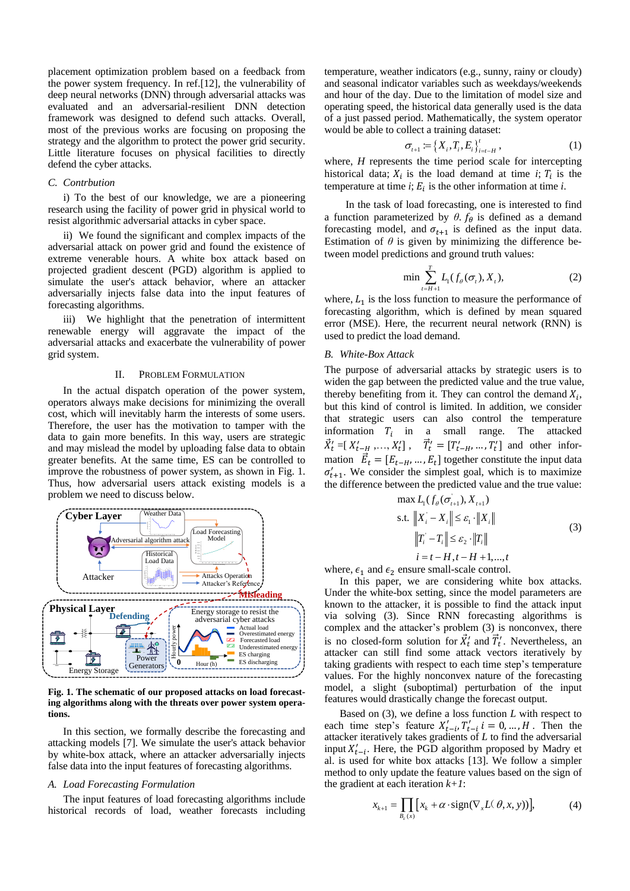placement optimization problem based on a feedback from the power system frequency. In ref.[12], the vulnerability of deep neural networks (DNN) through adversarial attacks was evaluated and an adversarial-resilient DNN detection framework was designed to defend such attacks. Overall, most of the previous works are focusing on proposing the strategy and the algorithm to protect the power grid security. Little literature focuses on physical facilities to directly defend the cyber attacks.

*C. Contrbution*

i) To the best of our knowledge, we are a pioneering research using the facility of power grid in physical world to resist algorithmic adversarial attacks in cyber space.

ii) We found the significant and complex impacts of the adversarial attack on power grid and found the existence of extreme venerable hours. A white box attack based on projected gradient descent (PGD) algorithm is applied to simulate the user's attack behavior, where an attacker adversarially injects false data into the input features of forecasting algorithms.

iii) We highlight that the penetration of intermittent renewable energy will aggravate the impact of the adversarial attacks and exacerbate the vulnerability of power grid system.

## II. Problem Formulation

In the actual dispatch operation of the power system, operators always make decisions for minimizing the overall cost, which will inevitably harm the interests of some users. Therefore, the user has the motivation to tamper with the data to gain more benefits. In this way, users are strategic and may mislead the model by uploading false data to obtain greater benefits. At the same time, ES can be controlled to improve the robustness of power system, as shown in Fig. 1. Thus, how adversarial users attack existing models is a problem we need to discuss below.

**Fig. 1. The schematic of our proposed attacks on load forecasting algorithms along with the threats over power system operations.**

In this section, we formally describe the forecasting and attacking models [7]. We simulate the user's attack behavior by white-box attack, where an attacker adversarially injects false data into the input features of forecasting algorithms.

*A. Load Forecasting Formulation*

The input features of load forecasting algorithms include historical records of load, weather forecasts including temperature, weather indicators (e.g., sunny, rainy or cloudy) and seasonal indicator variables such as weekdays/weekends and hour of the day. Due to the limitation of model size and operating speed, the historical data generally used is the data of a just passed period. Mathematically, the system operator would be able to collect a training dataset:

$$\sigma_{t+1} := \{X_i, T_i, E_i\}_{i=t-H}^{t}, \tag{1}$$

where, $H$ represents the time period scale for intercepting historical data; $X_i$ is the load demand at time $i$; $T_i$ is the temperature at time $i$; $E_i$ is the other information at time $i$.

In the task of load forecasting, one is interested to find a function parameterized by $\theta$. $f_\theta$ is defined as a demand forecasting model, and $\sigma_{t+1}$ is defined as the input data. Estimation of $\theta$ is given by minimizing the difference between model predictions and ground truth values:

$$\min \sum_{t=H+1}^{T} L_1(f_\theta(\sigma_t), X_t), \tag{2}$$

where, $L_1$ is the loss function to measure the performance of forecasting algorithm, which is defined by mean squared error (MSE). Here, the recurrent neural network (RNN) is used to predict the load demand.

*B. White-Box Attack*

The purpose of adversarial attacks by strategic users is to widen the gap between the predicted value and the true value, thereby benefiting from it. They can control the demand $X_i$, but this kind of control is limited. In addition, we consider that strategic users can also control the temperature information $T_i$ in a small range. The attacked $\vec{X}_t' = [X_{t-H}', \ldots, X_t']$, $\vec{T}_t' = [T_{t-H}', \ldots, T_t']$ and other information $\vec{E}_t = [E_{t-H}, \ldots, E_t]$ together constitute the input data $\sigma_{t+1}'$. We consider the simplest goal, which is to maximize the difference between the predicted value and the true value:

$$\begin{aligned} &\max L_1(f_\theta(\sigma_{t+1}'), X_{t+1}) \\ &\text{s.t. } \left\|X_i' - X_i\right\| \le \varepsilon_1 \cdot \left\|X_i\right\| \\ &\quad\;\; \left\|T_i' - T_i\right\| \le \varepsilon_2 \cdot \left\|T_i\right\| \\ &\quad\;\; i = t-H, t-H+1, \ldots, t \end{aligned} \tag{3}$$

where, $\epsilon_1$ and $\epsilon_2$ ensure small-scale control.

In this paper, we are considering white box attacks. Under the white-box setting, since the model parameters are known to the attacker, it is possible to find the attack input via solving (3). Since RNN forecasting algorithms is complex and the attacker's problem (3) is nonconvex, there is no closed-form solution for $\vec{X}_t'$ and $\vec{T}_t'$. Nevertheless, an attacker can still find some attack vectors iteratively by taking gradients with respect to each time step's temperature values. For the highly nonconvex nature of the forecasting model, a slight (suboptimal) perturbation of the input features would drastically change the forecast output.

Based on (3), we define a loss function $L$ with respect to each time step's feature $X_{t-i}', T_{t-i}'$ $i = 0, \ldots, H$. Then the attacker iteratively takes gradients of $L$ to find the adversarial input $X_{t-i}'$. Here, the PGD algorithm proposed by Madry et al. is used for white box attacks [13]. We follow a simpler method to only update the feature values based on the sign of the gradient at each iteration $k+1$:

$$x_{k+1} = \prod_{B_\varepsilon(x)} \left[x_k + \alpha \cdot \text{sign}(\nabla_x L(\theta, x, y))\right], \tag{4}$$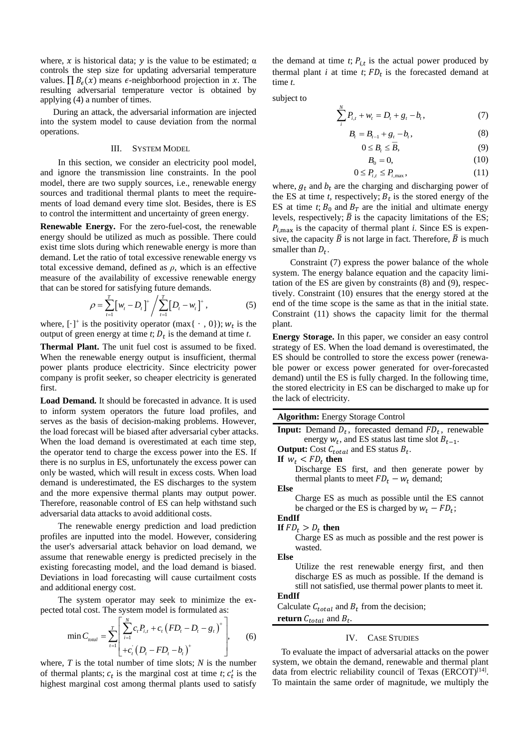where, $x$ is historical data; $y$ is the value to be estimated; $\alpha$ controls the step size for updating adversarial temperature values. $\prod B_\epsilon(x)$ means $\epsilon$-neighborhood projection in $x$. The resulting adversarial temperature vector is obtained by applying (4) a number of times.

During an attack, the adversarial information are injected into the system model to cause deviation from the normal operations.

## III. System Model

In this section, we consider an electricity pool model, and ignore the transmission line constraints. In the pool model, there are two supply sources, i.e., renewable energy sources and traditional thermal plants to meet the requirements of load demand every time slot. Besides, there is ES to control the intermittent and uncertainty of green energy.

**Renewable Energy.** For the zero-fuel-cost, the renewable energy should be utilized as much as possible. There could exist time slots during which renewable energy is more than demand. Let the ratio of total excessive renewable energy vs total excessive demand, defined as $\rho$, which is an effective measure of the availability of excessive renewable energy that can be stored for satisfying future demands.

$$\rho = \sum_{t=1}^{T}\left[w_t - D_t\right]^+ \Bigg/ \sum_{t=1}^{T}\left[D_t - w_t\right]^+, \tag{5}$$

where, $[\cdot]^+$ is the positivity operator ($\max\{\cdot, 0\}$); $w_t$ is the output of green energy at time $t$; $D_t$ is the demand at time $t$.

**Thermal Plant.** The unit fuel cost is assumed to be fixed. When the renewable energy output is insufficient, thermal power plants produce electricity. Since electricity power company is profit seeker, so cheaper electricity is generated first.

**Load Demand.** It should be forecasted in advance. It is used to inform system operators the future load profiles, and serves as the basis of decision-making problems. However, the load forecast will be biased after adversarial cyber attacks. When the load demand is overestimated at each time step, the operator tend to charge the excess power into the ES. If there is no surplus in ES, unfortunately the excess power can only be wasted, which will result in excess costs. When load demand is underestimated, the ES discharges to the system and the more expensive thermal plants may output power. Therefore, reasonable control of ES can help withstand such adversarial data attacks to avoid additional costs.

The renewable energy prediction and load prediction profiles are inputted into the model. However, considering the user's adversarial attack behavior on load demand, we assume that renewable energy is predicted precisely in the existing forecasting model, and the load demand is biased. Deviations in load forecasting will cause curtailment costs and additional energy cost.

The system operator may seek to minimize the expected total cost. The system model is formulated as:

$$\min C_{total} = \sum_{t=1}^{T}\left[\begin{array}{l}\sum_{i=1}^{N} c_t P_{i,t} + c_t\left(FD_t - D_t - g_t\right)^+ \\ + c_t^{'}\left(D_t - FD_t - b_t\right)^+\end{array}\right], \tag{6}$$

where, $T$ is the total number of time slots; $N$ is the number of thermal plants; $c_t$ is the marginal cost at time $t$; $c_t'$ is the highest marginal cost among thermal plants used to satisfy the demand at time $t$; $P_{i,t}$ is the actual power produced by thermal plant $i$ at time $t$; $FD_t$ is the forecasted demand at time $t$.

subject to

$$\sum_{i}^{N} P_{i,t} + w_t = D_t + g_t - b_t, \tag{7}$$

$$B_t = B_{t-1} + g_t - b_t, \tag{8}$$

$$0 \le B_t \le \bar{B}, \tag{9}$$

$$B_0 = 0, \tag{10}$$

$$0 \le P_{i,t} \le P_{i,\max}, \tag{11}$$

where, $g_t$ and $b_t$ are the charging and discharging power of the ES at time $t$, respectively; $B_t$ is the stored energy of the ES at time $t$; $B_0$ and $B_T$ are the initial and ultimate energy levels, respectively; $\bar{B}$ is the capacity limitations of the ES; $P_{i,\max}$ is the capacity of thermal plant $i$. Since ES is expensive, the capacity $\bar{B}$ is not large in fact. Therefore, $\bar{B}$ is much smaller than $D_t$.

Constraint (7) express the power balance of the whole system. The energy balance equation and the capacity limitation of the ES are given by constraints (8) and (9), respectively. Constraint (10) ensures that the energy stored at the end of the time scope is the same as that in the initial state. Constraint (11) shows the capacity limit for the thermal plant.

**Energy Storage.** In this paper, we consider an easy control strategy of ES. When the load demand is overestimated, the ES should be controlled to store the excess power (renewable power or excess power generated for over-forecasted demand) until the ES is fully charged. In the following time, the stored electricity in ES can be discharged to make up for the lack of electricity.

---

**Algorithm:** Energy Storage Control

---

**Input:** Demand $D_t$, forecasted demand $FD_t$, renewable energy $w_t$, and ES status last time slot $B_{t-1}$.
**Output:** Cost $C_{total}$ and ES status $B_t$.
**If** $w_t < FD_t$ **then**
  Discharge ES first, and then generate power by thermal plants to meet $FD_t - w_t$ demand;
**Else**
  Charge ES as much as possible until the ES cannot be charged or the ES is charged by $w_t - FD_t$;
**EndIf**
**If** $FD_t > D_t$ **then**
  Charge ES as much as possible and the rest power is wasted.
**Else**
  Utilize the rest renewable energy first, and then discharge ES as much as possible. If the demand is still not satisfied, use thermal power plants to meet it.
**EndIf**
Calculate $C_{total}$ and $B_t$ from the decision;
**return** $C_{total}$ and $B_t$.

---

## IV. Case Studies

To evaluate the impact of adversarial attacks on the power system, we obtain the demand, renewable and thermal plant data from electric reliability council of Texas (ERCOT)[14]. To maintain the same order of magnitude, we multiply the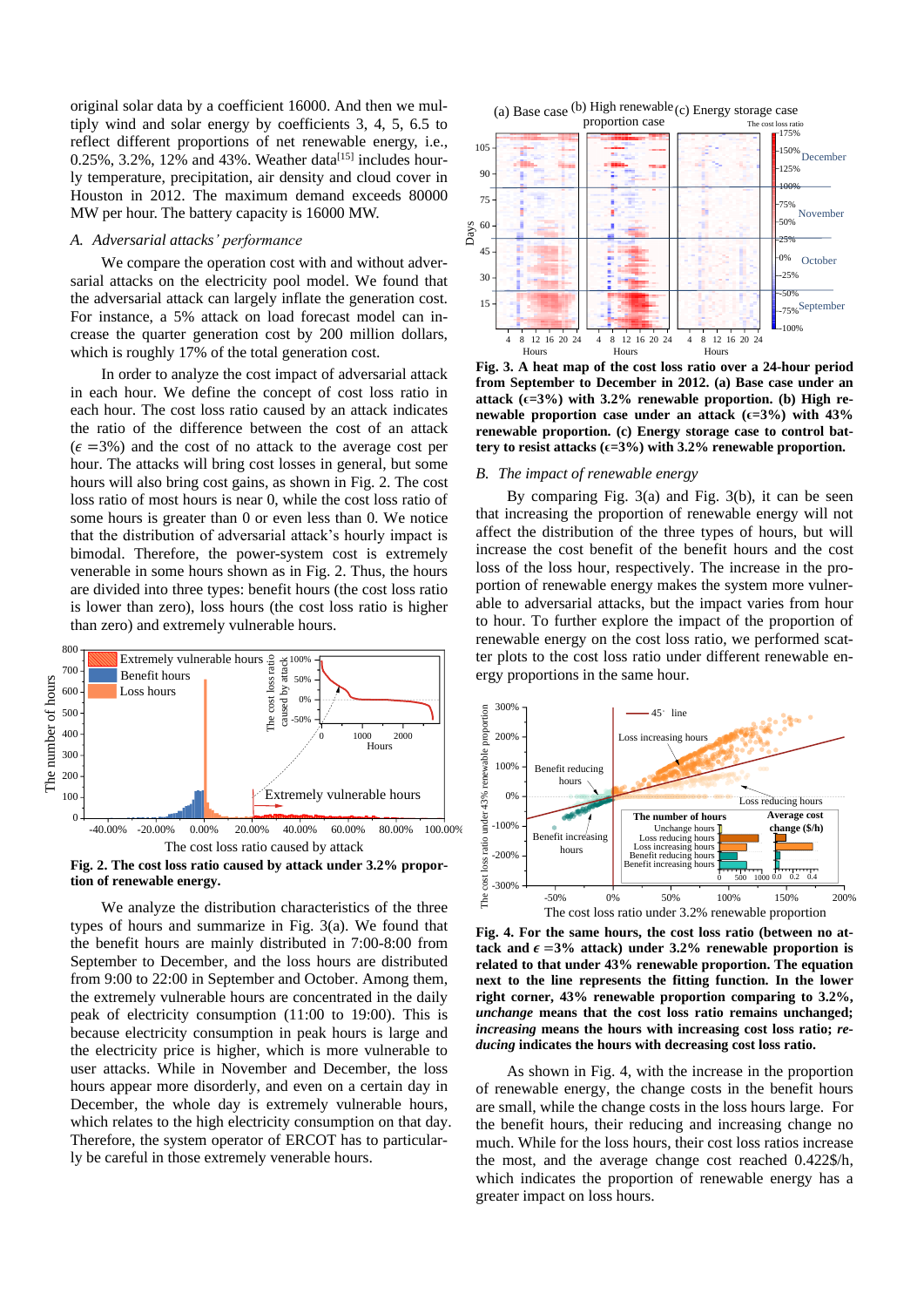original solar data by a coefficient 16000. And then we multiply wind and solar energy by coefficients 3, 4, 5, 6.5 to reflect different proportions of net renewable energy, i.e., 0.25%, 3.2%, 12% and 43%. Weather data[15] includes hourly temperature, precipitation, air density and cloud cover in Houston in 2012. The maximum demand exceeds 80000 MW per hour. The battery capacity is 16000 MW.

### A. Adversarial attacks' performance

We compare the operation cost with and without adversarial attacks on the electricity pool model. We found that the adversarial attack can largely inflate the generation cost. For instance, a 5% attack on load forecast model can increase the quarter generation cost by 200 million dollars, which is roughly 17% of the total generation cost.

In order to analyze the cost impact of adversarial attack in each hour. We define the concept of cost loss ratio in each hour. The cost loss ratio caused by an attack indicates the ratio of the difference between the cost of an attack ($\epsilon$ =3%) and the cost of no attack to the average cost per hour. The attacks will bring cost losses in general, but some hours will also bring cost gains, as shown in Fig. 2. The cost loss ratio of most hours is near 0, while the cost loss ratio of some hours is greater than 0 or even less than 0. We notice that the distribution of adversarial attack's hourly impact is bimodal. Therefore, the power-system cost is extremely venerable in some hours shown as in Fig. 2. Thus, the hours are divided into three types: benefit hours (the cost loss ratio is lower than zero), loss hours (the cost loss ratio is higher than zero) and extremely vulnerable hours.

**Fig. 2. The cost loss ratio caused by attack under 3.2% proportion for renewable energy.**

We analyze the distribution characteristics of the three types of hours and summarize in Fig. 3(a). We found that the benefit hours are mainly distributed in 7:00-8:00 from September to December, and the loss hours are distributed from 9:00 to 22:00 in September and October. Among them, the extremely vulnerable hours are concentrated in the daily peak of electricity consumption (11:00 to 19:00). This is because electricity consumption in peak hours is large and the electricity price is higher, which is more vulnerable to user attacks. While in November and December, the loss hours appear more disorderly, and even on a certain day in December, the whole day is extremely vulnerable hours, which relates to the high electricity consumption on that day. Therefore, the system operator of ERCOT has to particularly be careful in those extremely venerable hours.

**Fig. 3. A heat map of the cost loss ratio over a 24-hour period from September to December in 2012. (a) Base case under an attack ($\epsilon$=3%) with 3.2% renewable proportion. (b) High renewable proportion case under an attack ($\epsilon$=3%) with 43% renewable proportion. (c) Energy storage case to control battery to resist attacks ($\epsilon$=3%) with 3.2% renewable proportion.**

### B. The impact of renewable energy

By comparing Fig. 3(a) and Fig. 3(b), it can be seen that increasing the proportion of renewable energy will not affect the distribution of the three types of hours, but will increase the cost benefit of the benefit hours and the cost loss of the loss hour, respectively. The increase in the proportion of renewable energy makes the system more vulnerable to adversarial attacks, but the impact varies from hour to hour. To further explore the impact of the proportion of renewable energy on the cost loss ratio, we performed scatter plots to the cost loss ratio under different renewable energy proportions in the same hour.

**Fig. 4. For the same hours, the cost loss ratio (between no attack and $\epsilon$ =3% attack) under 3.2% renewable proportion is related to that under 43% renewable proportion. The equation next to the line represents the fitting function. In the lower right corner, 43% renewable proportion comparing to 3.2%, *unchange* means that the cost loss ratio remains unchanged; *increasing* means the hours with increasing cost loss ratio; *reducing* indicates the hours with decreasing cost loss ratio.**

As shown in Fig. 4, with the increase in the proportion of renewable energy, the change costs in the benefit hours are small, while the change costs in the loss hours large. For the benefit hours, their reducing and increasing change no much. While for the loss hours, their cost loss ratios increase the most, and the average change cost reached 0.422$/h, which indicates the proportion of renewable energy has a greater impact on loss hours.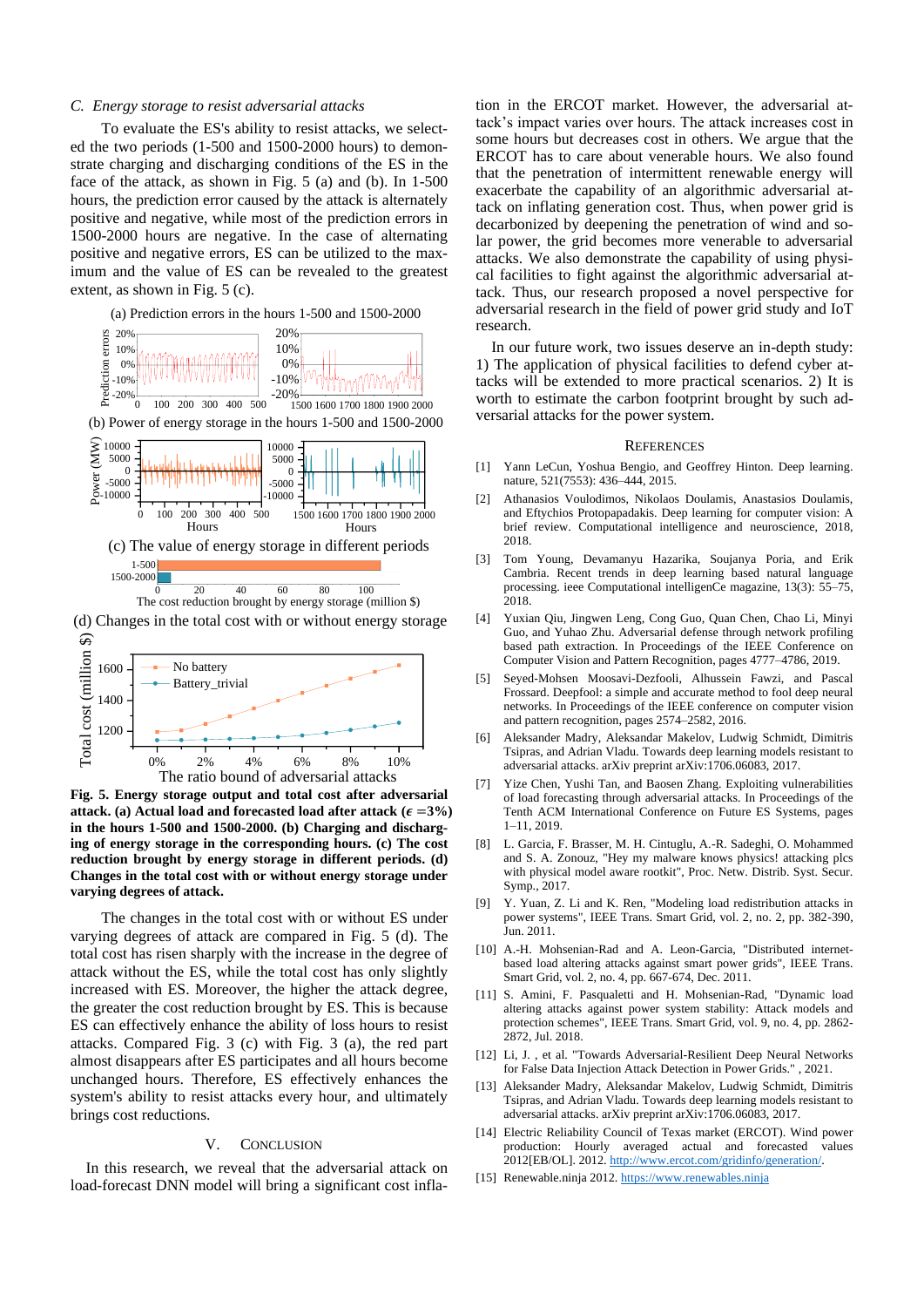### C. Energy storage to resist adversarial attacks

To evaluate the ES's ability to resist attacks, we selected the two periods (1-500 and 1500-2000 hours) to demonstrate charging and discharging conditions of the ES in the face of the attack, as shown in Fig. 5 (a) and (b). In 1-500 hours, the prediction error caused by the attack is alternately positive and negative, while most of the prediction errors in 1500-2000 hours are negative. In the case of alternating positive and negative errors, ES can be utilized to the maximum and the value of ES can be revealed to the greatest extent, as shown in Fig. 5 (c).

(a) Prediction errors in the hours 1-500 and 1500-2000

Prediction errors

20%
10%
0%
-10%
-20%

0 100 200 300 400 500

1500 1600 1700 1800 1900 2000

(b) Power of energy storage in the hours 1-500 and 1500-2000

Power (MW)

10000
5000
0
-5000
-10000

0 100 200 300 400 500

Hours

1500 1600 1700 1800 1900 2000

Hours

(c) The value of energy storage in different periods

1-500
1500-2000

0 20 40 60 80 100

The cost reduction brought by energy storage (million $)

(d) Changes in the total cost with or without energy storage

Total cost (million $)

1600
1400
1200

No battery
Battery_trivial

0% 2% 4% 6% 8% 10%

The ratio bound of adversarial attacks

**Fig. 5. Energy storage output and total cost after adversarial attack. (a) Actual load and forecasted load after attack ($\epsilon$ =3%) in the hours 1-500 and 1500-2000. (b) Charging and discharging of energy storage in the corresponding hours. (c) The cost reduction brought by energy storage in different periods. (d) Changes in the total cost with or without energy storage under varying degrees of attack.**

The changes in the total cost with or without ES under varying degrees of attack are compared in Fig. 5 (d). The total cost has risen sharply with the increase in the degree of attack without the ES, while the total cost has only slightly increased with ES. Moreover, the higher the attack degree, the greater the cost reduction brought by ES. This is because ES can effectively enhance the ability of loss hours to resist attacks. Compared Fig. 3 (c) with Fig. 3 (a), the red part almost disappears after ES participates and all hours become unchanged hours. Therefore, ES effectively enhances the system's ability to resist attacks every hour, and ultimately brings cost reductions.

## V. Conclusion

In this research, we reveal that the adversarial attack on load-forecast DNN model will bring a significant cost inflation in the ERCOT market. However, the adversarial attack's impact varies over hours. The attack increases cost in some hours but decreases cost in others. We argue that the ERCOT has to care about venerable hours. We also found that the penetration of intermittent renewable energy will exacerbate the capability of an algorithmic adversarial attack on inflating generation cost. Thus, when power grid is decarbonized by deepening the penetration of wind and solar power, the grid becomes more venerable to adversarial attacks. We also demonstrate the capability of using physical facilities to fight against the algorithmic adversarial attack. Thus, our research proposed a novel perspective for adversarial research in the field of power grid study and IoT research.

In our future work, two issues deserve an in-depth study: 1) The application of physical facilities to defend cyber attacks will be extended to more practical scenarios. 2) It is worth to estimate the carbon footprint brought by such adversarial attacks for the power system.

## References

[1] Yann LeCun, Yoshua Bengio, and Geoffrey Hinton. Deep learning. nature, 521(7553): 436–444, 2015.

[2] Athanasios Voulodimos, Nikolaos Doulamis, Anastasios Doulamis, and Eftychios Protopapadakis. Deep learning for computer vision: A brief review. Computational intelligence and neuroscience, 2018, 2018.

[3] Tom Young, Devamanyu Hazarika, Soujanya Poria, and Erik Cambria. Recent trends in deep learning based natural language processing. ieee Computational intelligenCe magazine, 13(3): 55–75, 2018.

[4] Yuxian Qiu, Jingwen Leng, Cong Guo, Quan Chen, Chao Li, Minyi Guo, and Yuhao Zhu. Adversarial defense through network profiling based path extraction. In Proceedings of the IEEE Conference on Computer Vision and Pattern Recognition, pages 4777–4786, 2019.

[5] Seyed-Mohsen Moosavi-Dezfooli, Alhussein Fawzi, and Pascal Frossard. Deepfool: a simple and accurate method to fool deep neural networks. In Proceedings of the IEEE conference on computer vision and pattern recognition, pages 2574–2582, 2016.

[6] Aleksander Madry, Aleksandar Makelov, Ludwig Schmidt, Dimitris Tsipras, and Adrian Vladu. Towards deep learning models resistant to adversarial attacks. arXiv preprint arXiv:1706.06083, 2017.

[7] Yize Chen, Yushi Tan, and Baosen Zhang. Exploiting vulnerabilities of load forecasting through adversarial attacks. In Proceedings of the Tenth ACM International Conference on Future ES Systems, pages 1–11, 2019.

[8] L. Garcia, F. Brasser, M. H. Cintuglu, A.-R. Sadeghi, O. Mohammed and S. A. Zonouz, "Hey my malware knows physics! attacking plcs with physical model aware rootkit", Proc. Netw. Distrib. Syst. Secur. Symp., 2017.

[9] Y. Yuan, Z. Li and K. Ren, "Modeling load redistribution attacks in power systems", IEEE Trans. Smart Grid, vol. 2, no. 2, pp. 382-390, Jun. 2011.

[10] A.-H. Mohsenian-Rad and A. Leon-Garcia, "Distributed internet-based load altering attacks against smart power grids", IEEE Trans. Smart Grid, vol. 2, no. 4, pp. 667-674, Dec. 2011.

[11] S. Amini, F. Pasqualetti and H. Mohsenian-Rad, "Dynamic load altering attacks against power system stability: Attack models and protection schemes", IEEE Trans. Smart Grid, vol. 9, no. 4, pp. 2862-2872, Jul. 2018.

[12] Li, J. , et al. "Towards Adversarial-Resilient Deep Neural Networks for False Data Injection Attack Detection in Power Grids." , 2021.

[13] Aleksander Madry, Aleksandar Makelov, Ludwig Schmidt, Dimitris Tsipras, and Adrian Vladu. Towards deep learning models resistant to adversarial attacks. arXiv preprint arXiv:1706.06083, 2017.

[14] Electric Reliability Council of Texas market (ERCOT). Wind power production: Hourly averaged actual and forecasted values 2012[EB/OL]. 2012. http://www.ercot.com/gridinfo/generation/.

[15] Renewable.ninja 2012. https://www.renewables.ninja